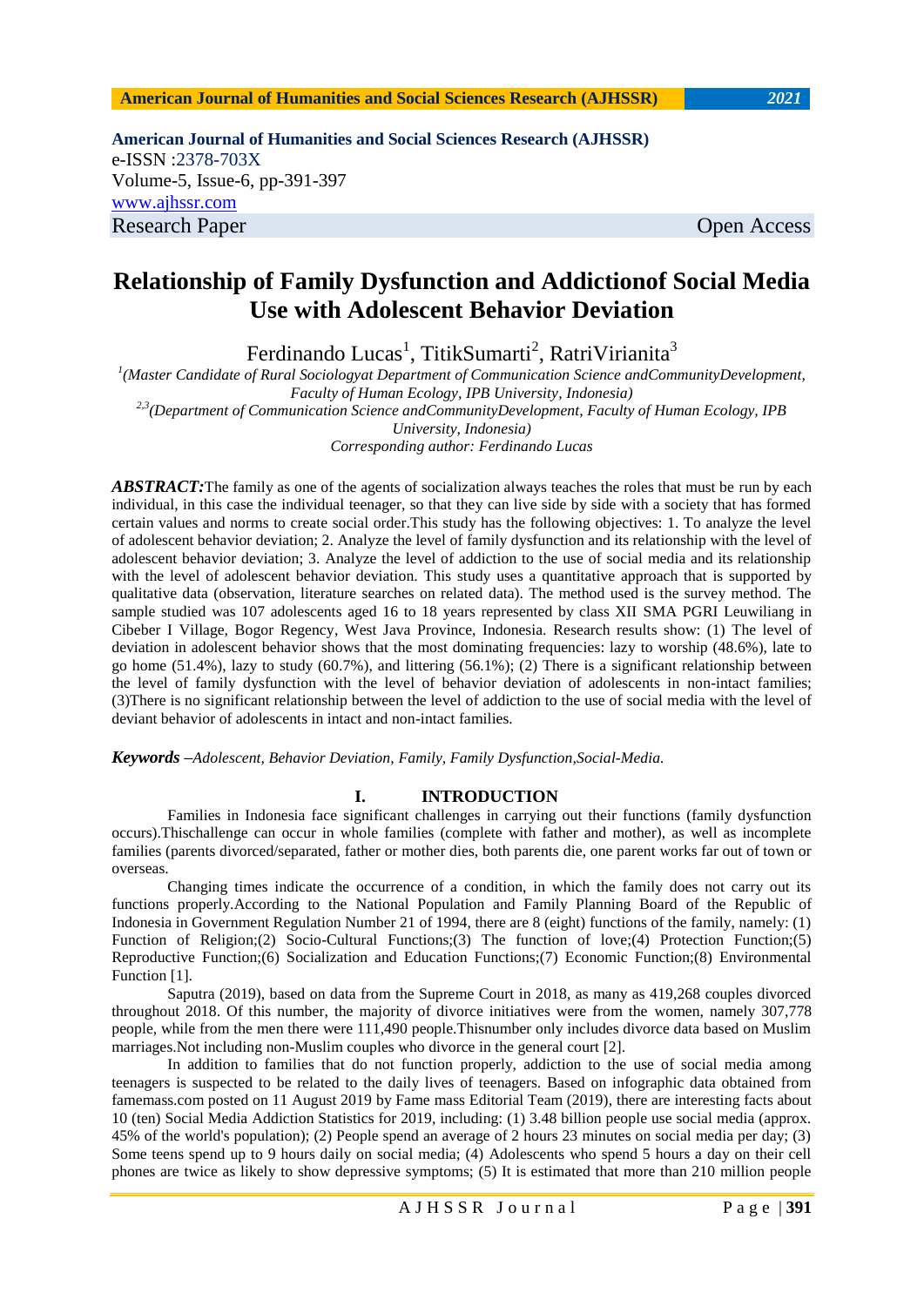**American Journal of Humanities and Social Sciences Research (AJHSSR)**
e-ISSN :2378-703X
Volume-5, Issue-6, pp-391-397
www.ajhssr.com
Research Paper Open Access

# Relationship of Family Dysfunction and Addictionof Social Media Use with Adolescent Behavior Deviation

Ferdinando Lucas[1], TitikSumarti[2], RatriVirianita[3]

[1](*Master Candidate of Rural Sociologyat Department of Communication Science andCommunityDevelopment, Faculty of Human Ecology, IPB University, Indonesia*)
[2,3](*Department of Communication Science andCommunityDevelopment, Faculty of Human Ecology, IPB University, Indonesia*)
*Corresponding author: Ferdinando Lucas*

***ABSTRACT:*** The family as one of the agents of socialization always teaches the roles that must be run by each individual, in this case the individual teenager, so that they can live side by side with a society that has formed certain values and norms to create social order.This study has the following objectives: 1. To analyze the level of adolescent behavior deviation; 2. Analyze the level of family dysfunction and its relationship with the level of adolescent behavior deviation; 3. Analyze the level of addiction to the use of social media and its relationship with the level of adolescent behavior deviation. This study uses a quantitative approach that is supported by qualitative data (observation, literature searches on related data). The method used is the survey method. The sample studied was 107 adolescents aged 16 to 18 years represented by class XII SMA PGRI Leuwiliang in Cibeber I Village, Bogor Regency, West Java Province, Indonesia. Research results show: (1) The level of deviation in adolescent behavior shows that the most dominating frequencies: lazy to worship (48.6%), late to go home (51.4%), lazy to study (60.7%), and littering (56.1%); (2) There is a significant relationship between the level of family dysfunction with the level of behavior deviation of adolescents in non-intact families; (3)There is no significant relationship between the level of addiction to the use of social media with the level of deviant behavior of adolescents in intact and non-intact families.

***Keywords*** *–Adolescent, Behavior Deviation, Family, Family Dysfunction,Social-Media.*

## I. INTRODUCTION

Families in Indonesia face significant challenges in carrying out their functions (family dysfunction occurs).Thischallenge can occur in whole families (complete with father and mother), as well as incomplete families (parents divorced/separated, father or mother dies, both parents die, one parent works far out of town or overseas.

Changing times indicate the occurrence of a condition, in which the family does not carry out its functions properly.According to the National Population and Family Planning Board of the Republic of Indonesia in Government Regulation Number 21 of 1994, there are 8 (eight) functions of the family, namely: (1) Function of Religion;(2) Socio-Cultural Functions;(3) The function of love;(4) Protection Function;(5) Reproductive Function;(6) Socialization and Education Functions;(7) Economic Function;(8) Environmental Function [1].

Saputra (2019), based on data from the Supreme Court in 2018, as many as 419,268 couples divorced throughout 2018. Of this number, the majority of divorce initiatives were from the women, namely 307,778 people, while from the men there were 111,490 people.Thisnumber only includes divorce data based on Muslim marriages.Not including non-Muslim couples who divorce in the general court [2].

In addition to families that do not function properly, addiction to the use of social media among teenagers is suspected to be related to the daily lives of teenagers. Based on infographic data obtained from famemass.com posted on 11 August 2019 by Fame mass Editorial Team (2019), there are interesting facts about 10 (ten) Social Media Addiction Statistics for 2019, including: (1) 3.48 billion people use social media (approx. 45% of the world's population); (2) People spend an average of 2 hours 23 minutes on social media per day; (3) Some teens spend up to 9 hours daily on social media; (4) Adolescents who spend 5 hours a day on their cell phones are twice as likely to show depressive symptoms; (5) It is estimated that more than 210 million people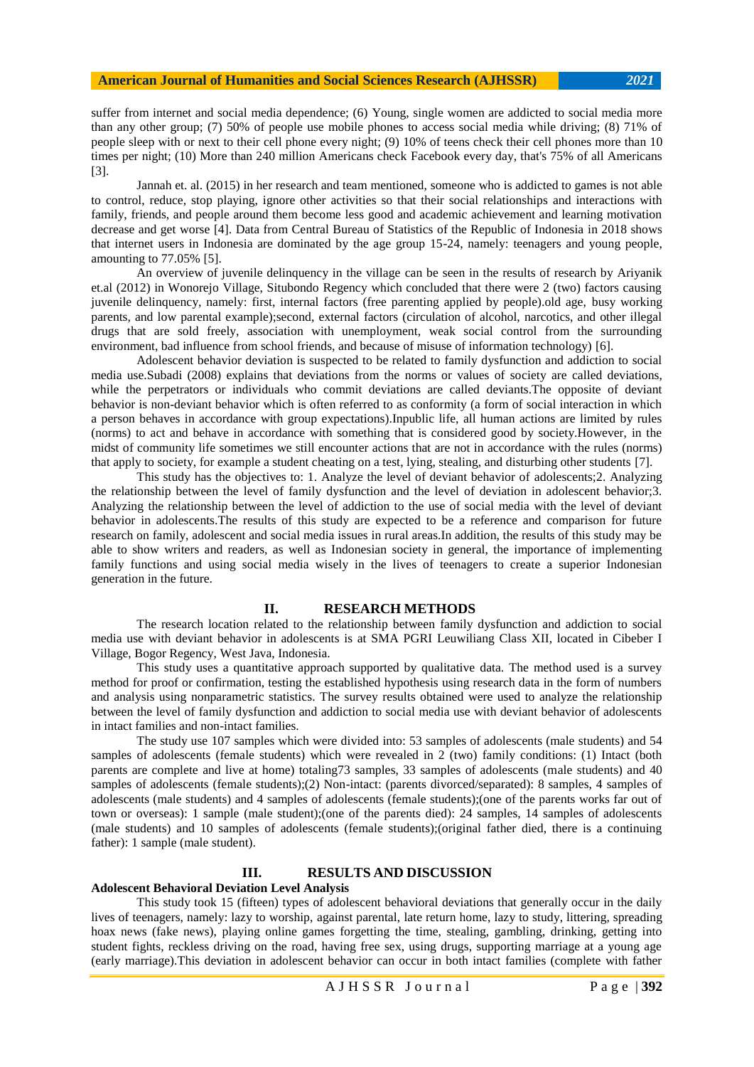suffer from internet and social media dependence; (6) Young, single women are addicted to social media more than any other group; (7) 50% of people use mobile phones to access social media while driving; (8) 71% of people sleep with or next to their cell phone every night; (9) 10% of teens check their cell phones more than 10 times per night; (10) More than 240 million Americans check Facebook every day, that's 75% of all Americans [3].

Jannah et. al. (2015) in her research and team mentioned, someone who is addicted to games is not able to control, reduce, stop playing, ignore other activities so that their social relationships and interactions with family, friends, and people around them become less good and academic achievement and learning motivation decrease and get worse [4]. Data from Central Bureau of Statistics of the Republic of Indonesia in 2018 shows that internet users in Indonesia are dominated by the age group 15-24, namely: teenagers and young people, amounting to 77.05% [5].

An overview of juvenile delinquency in the village can be seen in the results of research by Ariyanik et.al (2012) in Wonorejo Village, Situbondo Regency which concluded that there were 2 (two) factors causing juvenile delinquency, namely: first, internal factors (free parenting applied by people).old age, busy working parents, and low parental example);second, external factors (circulation of alcohol, narcotics, and other illegal drugs that are sold freely, association with unemployment, weak social control from the surrounding environment, bad influence from school friends, and because of misuse of information technology) [6].

Adolescent behavior deviation is suspected to be related to family dysfunction and addiction to social media use.Subadi (2008) explains that deviations from the norms or values of society are called deviations, while the perpetrators or individuals who commit deviations are called deviants.The opposite of deviant behavior is non-deviant behavior which is often referred to as conformity (a form of social interaction in which a person behaves in accordance with group expectations).Inpublic life, all human actions are limited by rules (norms) to act and behave in accordance with something that is considered good by society.However, in the midst of community life sometimes we still encounter actions that are not in accordance with the rules (norms) that apply to society, for example a student cheating on a test, lying, stealing, and disturbing other students [7].

This study has the objectives to: 1. Analyze the level of deviant behavior of adolescents;2. Analyzing the relationship between the level of family dysfunction and the level of deviation in adolescent behavior;3. Analyzing the relationship between the level of addiction to the use of social media with the level of deviant behavior in adolescents.The results of this study are expected to be a reference and comparison for future research on family, adolescent and social media issues in rural areas.In addition, the results of this study may be able to show writers and readers, as well as Indonesian society in general, the importance of implementing family functions and using social media wisely in the lives of teenagers to create a superior Indonesian generation in the future.

## II. RESEARCH METHODS

The research location related to the relationship between family dysfunction and addiction to social media use with deviant behavior in adolescents is at SMA PGRI Leuwiliang Class XII, located in Cibeber I Village, Bogor Regency, West Java, Indonesia.

This study uses a quantitative approach supported by qualitative data. The method used is a survey method for proof or confirmation, testing the established hypothesis using research data in the form of numbers and analysis using nonparametric statistics. The survey results obtained were used to analyze the relationship between the level of family dysfunction and addiction to social media use with deviant behavior of adolescents in intact families and non-intact families.

The study use 107 samples which were divided into: 53 samples of adolescents (male students) and 54 samples of adolescents (female students) which were revealed in 2 (two) family conditions: (1) Intact (both parents are complete and live at home) totaling73 samples, 33 samples of adolescents (male students) and 40 samples of adolescents (female students);(2) Non-intact: (parents divorced/separated): 8 samples, 4 samples of adolescents (male students) and 4 samples of adolescents (female students);(one of the parents works far out of town or overseas): 1 sample (male student);(one of the parents died): 24 samples, 14 samples of adolescents (male students) and 10 samples of adolescents (female students);(original father died, there is a continuing father): 1 sample (male student).

## III. RESULTS AND DISCUSSION

### Adolescent Behavioral Deviation Level Analysis

This study took 15 (fifteen) types of adolescent behavioral deviations that generally occur in the daily lives of teenagers, namely: lazy to worship, against parental, late return home, lazy to study, littering, spreading hoax news (fake news), playing online games forgetting the time, stealing, gambling, drinking, getting into student fights, reckless driving on the road, having free sex, using drugs, supporting marriage at a young age (early marriage).This deviation in adolescent behavior can occur in both intact families (complete with father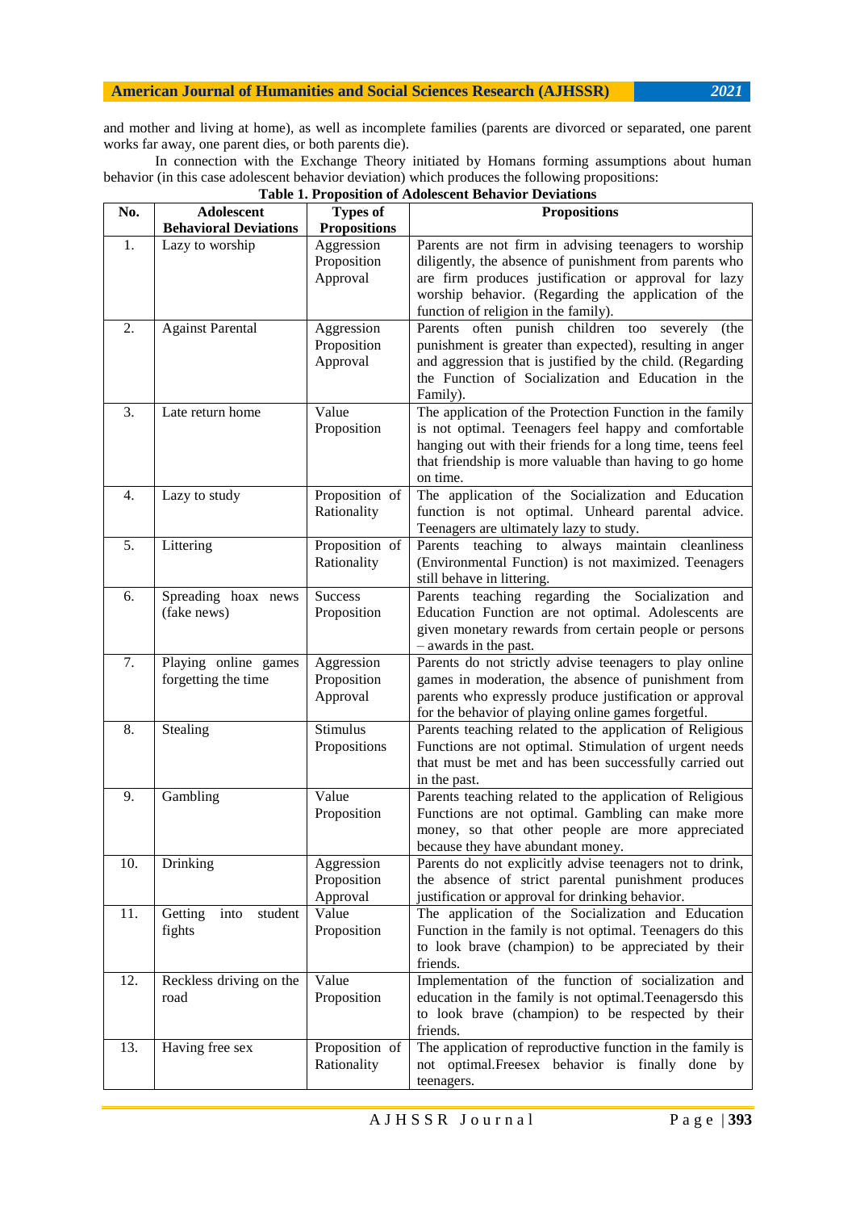and mother and living at home), as well as incomplete families (parents are divorced or separated, one parent works far away, one parent dies, or both parents die).

In connection with the Exchange Theory initiated by Homans forming assumptions about human behavior (in this case adolescent behavior deviation) which produces the following propositions:

**Table 1. Proposition of Adolescent Behavior Deviations**

| No. | Adolescent Behavioral Deviations | Types of Propositions | Propositions |
|---|---|---|---|
| 1. | Lazy to worship | Aggression Proposition Approval | Parents are not firm in advising teenagers to worship diligently, the absence of punishment from parents who are firm produces justification or approval for lazy worship behavior. (Regarding the application of the function of religion in the family). |
| 2. | Against Parental | Aggression Proposition Approval | Parents often punish children too severely (the punishment is greater than expected), resulting in anger and aggression that is justified by the child. (Regarding the Function of Socialization and Education in the Family). |
| 3. | Late return home | Value Proposition | The application of the Protection Function in the family is not optimal. Teenagers feel happy and comfortable hanging out with their friends for a long time, teens feel that friendship is more valuable than having to go home on time. |
| 4. | Lazy to study | Proposition of Rationality | The application of the Socialization and Education function is not optimal. Unheard parental advice. Teenagers are ultimately lazy to study. |
| 5. | Littering | Proposition of Rationality | Parents teaching to always maintain cleanliness (Environmental Function) is not maximized. Teenagers still behave in littering. |
| 6. | Spreading hoax news (fake news) | Success Proposition | Parents teaching regarding the Socialization and Education Function are not optimal. Adolescents are given monetary rewards from certain people or persons – awards in the past. |
| 7. | Playing online games forgetting the time | Aggression Proposition Approval | Parents do not strictly advise teenagers to play online games in moderation, the absence of punishment from parents who expressly produce justification or approval for the behavior of playing online games forgetful. |
| 8. | Stealing | Stimulus Propositions | Parents teaching related to the application of Religious Functions are not optimal. Stimulation of urgent needs that must be met and has been successfully carried out in the past. |
| 9. | Gambling | Value Proposition | Parents teaching related to the application of Religious Functions are not optimal. Gambling can make more money, so that other people are more appreciated because they have abundant money. |
| 10. | Drinking | Aggression Proposition Approval | Parents do not explicitly advise teenagers not to drink, the absence of strict parental punishment produces justification or approval for drinking behavior. |
| 11. | Getting into student fights | Value Proposition | The application of the Socialization and Education Function in the family is not optimal. Teenagers do this to look brave (champion) to be appreciated by their friends. |
| 12. | Reckless driving on the road | Value Proposition | Implementation of the function of socialization and education in the family is not optimal.Teenagersdo this to look brave (champion) to be respected by their friends. |
| 13. | Having free sex | Proposition of Rationality | The application of reproductive function in the family is not optimal.Freesex behavior is finally done by teenagers. |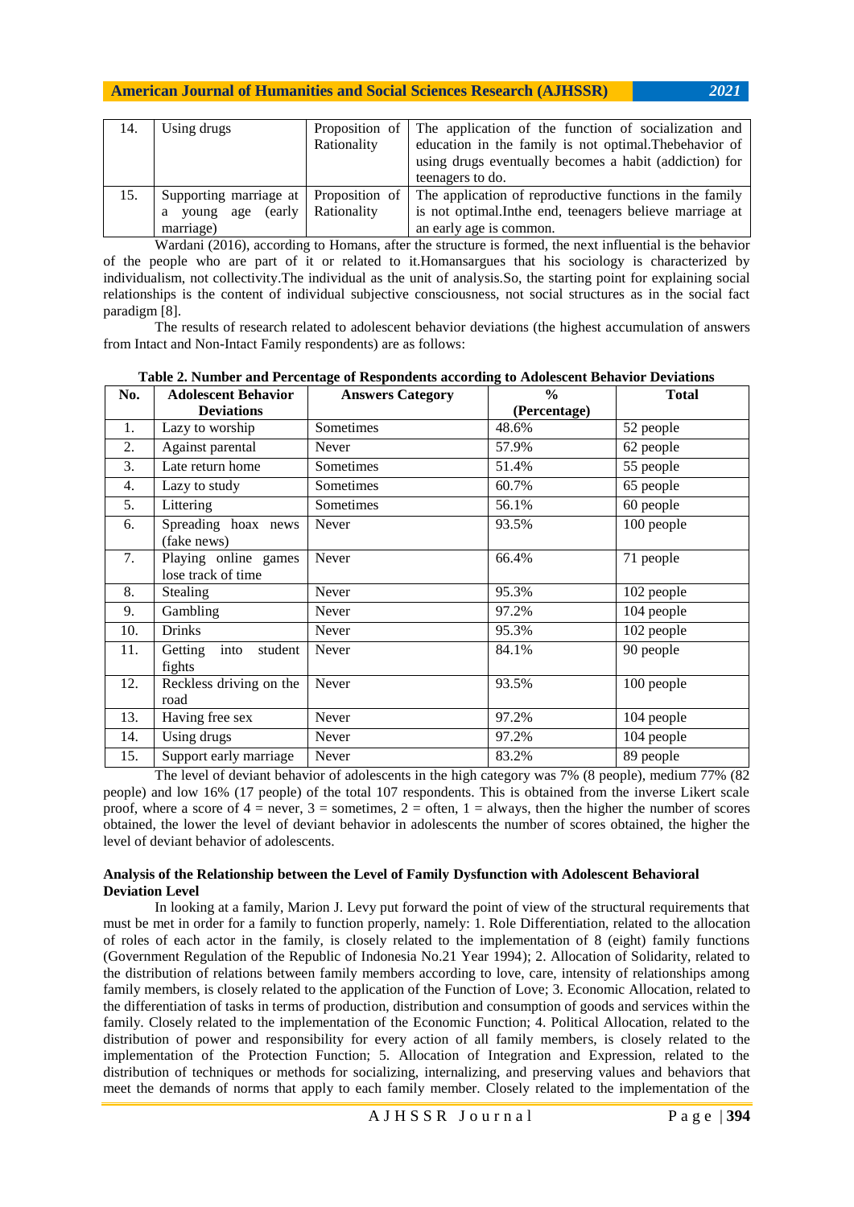| 14. | Using drugs | Proposition of Rationality | The application of the function of socialization and education in the family is not optimal.Thebehavior of using drugs eventually becomes a habit (addiction) for teenagers to do. |
|---|---|---|---|
| 15. | Supporting marriage at a young age (early marriage) | Proposition of Rationality | The application of reproductive functions in the family is not optimal.Inthe end, teenagers believe marriage at an early age is common. |

Wardani (2016), according to Homans, after the structure is formed, the next influential is the behavior of the people who are part of it or related to it.Homansargues that his sociology is characterized by individualism, not collectivity.The individual as the unit of analysis.So, the starting point for explaining social relationships is the content of individual subjective consciousness, not social structures as in the social fact paradigm [8].

The results of research related to adolescent behavior deviations (the highest accumulation of answers from Intact and Non-Intact Family respondents) are as follows:

**Table 2. Number and Percentage of Respondents according to Adolescent Behavior Deviations**

| No. | Adolescent Behavior Deviations | Answers Category | % (Percentage) | Total |
|---|---|---|---|---|
| 1. | Lazy to worship | Sometimes | 48.6% | 52 people |
| 2. | Against parental | Never | 57.9% | 62 people |
| 3. | Late return home | Sometimes | 51.4% | 55 people |
| 4. | Lazy to study | Sometimes | 60.7% | 65 people |
| 5. | Littering | Sometimes | 56.1% | 60 people |
| 6. | Spreading hoax news (fake news) | Never | 93.5% | 100 people |
| 7. | Playing online games lose track of time | Never | 66.4% | 71 people |
| 8. | Stealing | Never | 95.3% | 102 people |
| 9. | Gambling | Never | 97.2% | 104 people |
| 10. | Drinks | Never | 95.3% | 102 people |
| 11. | Getting into student fights | Never | 84.1% | 90 people |
| 12. | Reckless driving on the road | Never | 93.5% | 100 people |
| 13. | Having free sex | Never | 97.2% | 104 people |
| 14. | Using drugs | Never | 97.2% | 104 people |
| 15. | Support early marriage | Never | 83.2% | 89 people |

The level of deviant behavior of adolescents in the high category was 7% (8 people), medium 77% (82 people) and low 16% (17 people) of the total 107 respondents. This is obtained from the inverse Likert scale proof, where a score of 4 = never, 3 = sometimes, 2 = often, 1 = always, then the higher the number of scores obtained, the lower the level of deviant behavior in adolescents the number of scores obtained, the higher the level of deviant behavior of adolescents.

**Analysis of the Relationship between the Level of Family Dysfunction with Adolescent Behavioral Deviation Level**

In looking at a family, Marion J. Levy put forward the point of view of the structural requirements that must be met in order for a family to function properly, namely: 1. Role Differentiation, related to the allocation of roles of each actor in the family, is closely related to the implementation of 8 (eight) family functions (Government Regulation of the Republic of Indonesia No.21 Year 1994); 2. Allocation of Solidarity, related to the distribution of relations between family members according to love, care, intensity of relationships among family members, is closely related to the application of the Function of Love; 3. Economic Allocation, related to the differentiation of tasks in terms of production, distribution and consumption of goods and services within the family. Closely related to the implementation of the Economic Function; 4. Political Allocation, related to the distribution of power and responsibility for every action of all family members, is closely related to the implementation of the Protection Function; 5. Allocation of Integration and Expression, related to the distribution of techniques or methods for socializing, internalizing, and preserving values and behaviors that meet the demands of norms that apply to each family member. Closely related to the implementation of the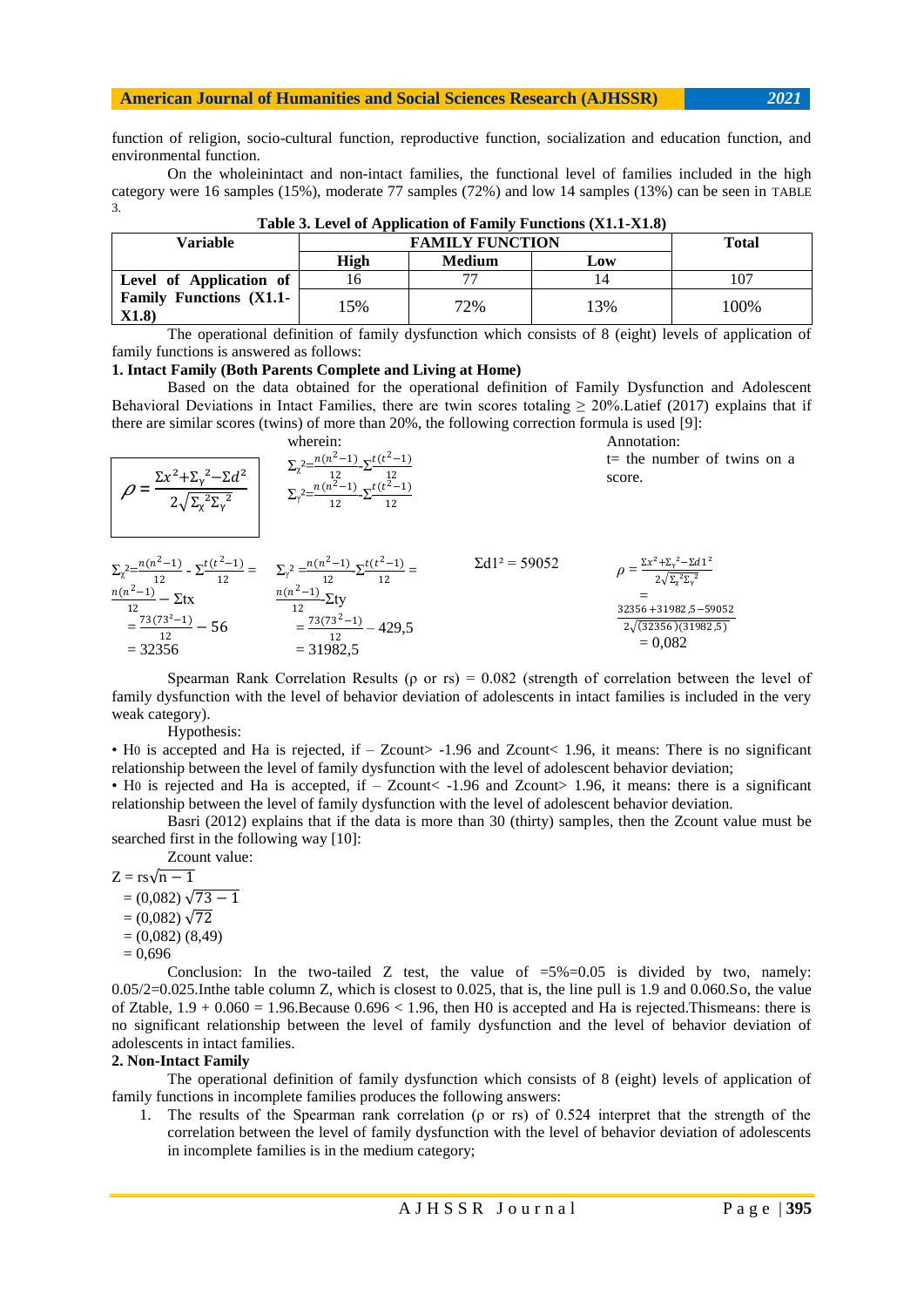function of religion, socio-cultural function, reproductive function, socialization and education function, and environmental function.

On the wholeinintact and non-intact families, the functional level of families included in the high category were 16 samples (15%), moderate 77 samples (72%) and low 14 samples (13%) can be seen in TABLE 3.

**Table 3. Level of Application of Family Functions (X1.1-X1.8)**

| Variable | FAMILY FUNCTION | | | Total |
|---|---|---|---|---|
| | **High** | **Medium** | **Low** | |
| **Level of Application of Family Functions (X1.1-X1.8)** | 16 | 77 | 14 | 107 |
| | 15% | 72% | 13% | 100% |

The operational definition of family dysfunction which consists of 8 (eight) levels of application of family functions is answered as follows:

**1. Intact Family (Both Parents Complete and Living at Home)**

Based on the data obtained for the operational definition of Family Dysfunction and Adolescent Behavioral Deviations in Intact Families, there are twin scores totaling ≥ 20%.Latief (2017) explains that if there are similar scores (twins) of more than 20%, the following correction formula is used [9]:

$$\rho = \frac{\Sigma x^2 + \Sigma_\gamma{}^2 - \Sigma d^2}{2\sqrt{\Sigma_\chi{}^2 \Sigma_\gamma{}^2}}$$

wherein:

$$\Sigma_\chi{}^2 = \frac{n(n^2-1)}{12} - \Sigma\frac{t(t^2-1)}{12}$$

$$\Sigma_\gamma{}^2 = \frac{n(n^2-1)}{12} - \Sigma\frac{t(t^2-1)}{12}$$

Annotation:
t= the number of twins on a score.

$$\Sigma_\chi{}^2 = \frac{n(n^2-1)}{12} - \Sigma\frac{t(t^2-1)}{12} = \frac{n(n^2-1)}{12} - \Sigma tx = \frac{73(73^2-1)}{12} - 56 = 32356$$

$$\Sigma_\gamma{}^2 = \frac{n(n^2-1)}{12} - \Sigma\frac{t(t^2-1)}{12} = \frac{n(n^2-1)}{12} - \Sigma ty = \frac{73(73^2-1)}{12} - 429{,}5 = 31982{,}5$$

$\Sigma d1^2 = 59052$

$$\rho = \frac{\Sigma x^2 + \Sigma_\gamma{}^2 - \Sigma d1^2}{2\sqrt{\Sigma_\chi{}^2 \Sigma_\gamma{}^2}} = \frac{32356 + 31982{,}5 - 59052}{2\sqrt{(32356)(31982{,}5)}} = 0{,}082$$

Spearman Rank Correlation Results (ρ or rs) = 0.082 (strength of correlation between the level of family dysfunction with the level of behavior deviation of adolescents in intact families is included in the very weak category).

Hypothesis:

- H0 is accepted and Ha is rejected, if – Zcount> -1.96 and Zcount< 1.96, it means: There is no significant relationship between the level of family dysfunction with the level of adolescent behavior deviation;
- H0 is rejected and Ha is accepted, if – Zcount< -1.96 and Zcount> 1.96, it means: there is a significant relationship between the level of family dysfunction with the level of adolescent behavior deviation.

Basri (2012) explains that if the data is more than 30 (thirty) samples, then the Zcount value must be searched first in the following way [10]:

Zcount value:

$$Z = rs\sqrt{n-1}$$
$$= (0{,}082)\sqrt{73-1}$$
$$= (0{,}082)\sqrt{72}$$
$$= (0{,}082)\,(8{,}49)$$
$$= 0{,}696$$

Conclusion: In the two-tailed Z test, the value of =5%=0.05 is divided by two, namely: 0.05/2=0.025.Inthe table column Z, which is closest to 0.025, that is, the line pull is 1.9 and 0.060.So, the value of Ztable, 1.9 + 0.060 = 1.96.Because 0.696 < 1.96, then H0 is accepted and Ha is rejected.Thismeans: there is no significant relationship between the level of family dysfunction and the level of behavior deviation of adolescents in intact families.

**2. Non-Intact Family**

The operational definition of family dysfunction which consists of 8 (eight) levels of application of family functions in incomplete families produces the following answers:

1. The results of the Spearman rank correlation (ρ or rs) of 0.524 interpret that the strength of the correlation between the level of family dysfunction with the level of behavior deviation of adolescents in incomplete families is in the medium category;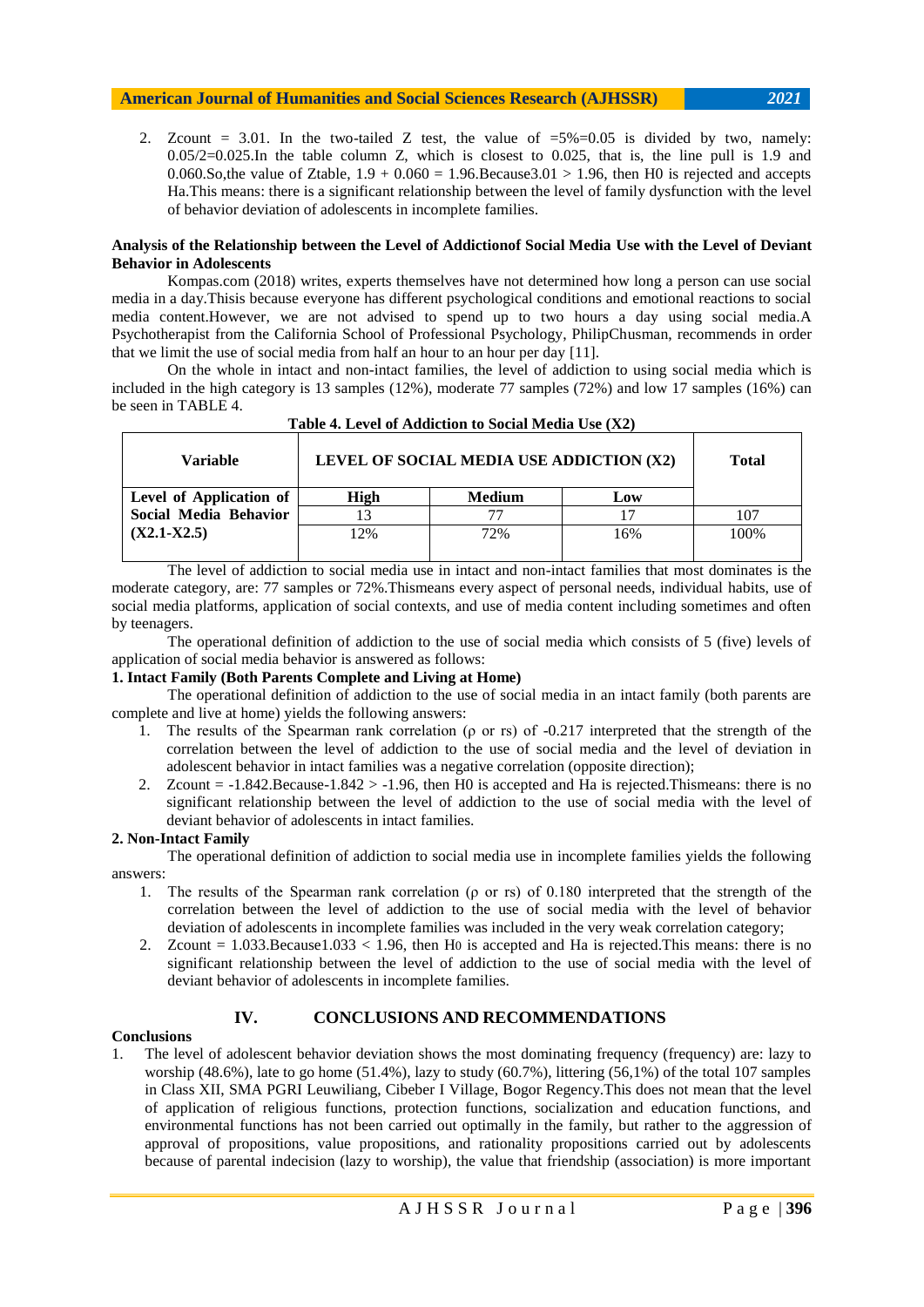2. Zcount = 3.01. In the two-tailed Z test, the value of =5%=0.05 is divided by two, namely: 0.05/2=0.025.In the table column Z, which is closest to 0.025, that is, the line pull is 1.9 and 0.060.So,the value of Ztable, 1.9 + 0.060 = 1.96.Because3.01 > 1.96, then H0 is rejected and accepts Ha.This means: there is a significant relationship between the level of family dysfunction with the level of behavior deviation of adolescents in incomplete families.

**Analysis of the Relationship between the Level of Addictionof Social Media Use with the Level of Deviant Behavior in Adolescents**

Kompas.com (2018) writes, experts themselves have not determined how long a person can use social media in a day.Thisis because everyone has different psychological conditions and emotional reactions to social media content.However, we are not advised to spend up to two hours a day using social media.A Psychotherapist from the California School of Professional Psychology, PhilipChusman, recommends in order that we limit the use of social media from half an hour to an hour per day [11].

On the whole in intact and non-intact families, the level of addiction to using social media which is included in the high category is 13 samples (12%), moderate 77 samples (72%) and low 17 samples (16%) can be seen in TABLE 4.

**Table 4. Level of Addiction to Social Media Use (X2)**

| Variable | LEVEL OF SOCIAL MEDIA USE ADDICTION (X2) | | | Total |
|---|---|---|---|---|
| Level of Application of Social Media Behavior (X2.1-X2.5) | High | Medium | Low | |
| | 13 | 77 | 17 | 107 |
| | 12% | 72% | 16% | 100% |

The level of addiction to social media use in intact and non-intact families that most dominates is the moderate category, are: 77 samples or 72%.Thismeans every aspect of personal needs, individual habits, use of social media platforms, application of social contexts, and use of media content including sometimes and often by teenagers.

The operational definition of addiction to the use of social media which consists of 5 (five) levels of application of social media behavior is answered as follows:

**1. Intact Family (Both Parents Complete and Living at Home)**

The operational definition of addiction to the use of social media in an intact family (both parents are complete and live at home) yields the following answers:

1. The results of the Spearman rank correlation (ρ or rs) of -0.217 interpreted that the strength of the correlation between the level of addiction to the use of social media and the level of deviation in adolescent behavior in intact families was a negative correlation (opposite direction);
2. Zcount = -1.842.Because-1.842 > -1.96, then H0 is accepted and Ha is rejected.Thismeans: there is no significant relationship between the level of addiction to the use of social media with the level of deviant behavior of adolescents in intact families.

**2. Non-Intact Family**

The operational definition of addiction to social media use in incomplete families yields the following answers:

1. The results of the Spearman rank correlation (ρ or rs) of 0.180 interpreted that the strength of the correlation between the level of addiction to the use of social media with the level of behavior deviation of adolescents in incomplete families was included in the very weak correlation category;
2. Zcount = 1.033.Because1.033 < 1.96, then H0 is accepted and Ha is rejected.This means: there is no significant relationship between the level of addiction to the use of social media with the level of deviant behavior of adolescents in incomplete families.

## IV. CONCLUSIONS AND RECOMMENDATIONS

**Conclusions**

1. The level of adolescent behavior deviation shows the most dominating frequency (frequency) are: lazy to worship (48.6%), late to go home (51.4%), lazy to study (60.7%), littering (56,1%) of the total 107 samples in Class XII, SMA PGRI Leuwiliang, Cibeber I Village, Bogor Regency.This does not mean that the level of application of religious functions, protection functions, socialization and education functions, and environmental functions has not been carried out optimally in the family, but rather to the aggression of approval of propositions, value propositions, and rationality propositions carried out by adolescents because of parental indecision (lazy to worship), the value that friendship (association) is more important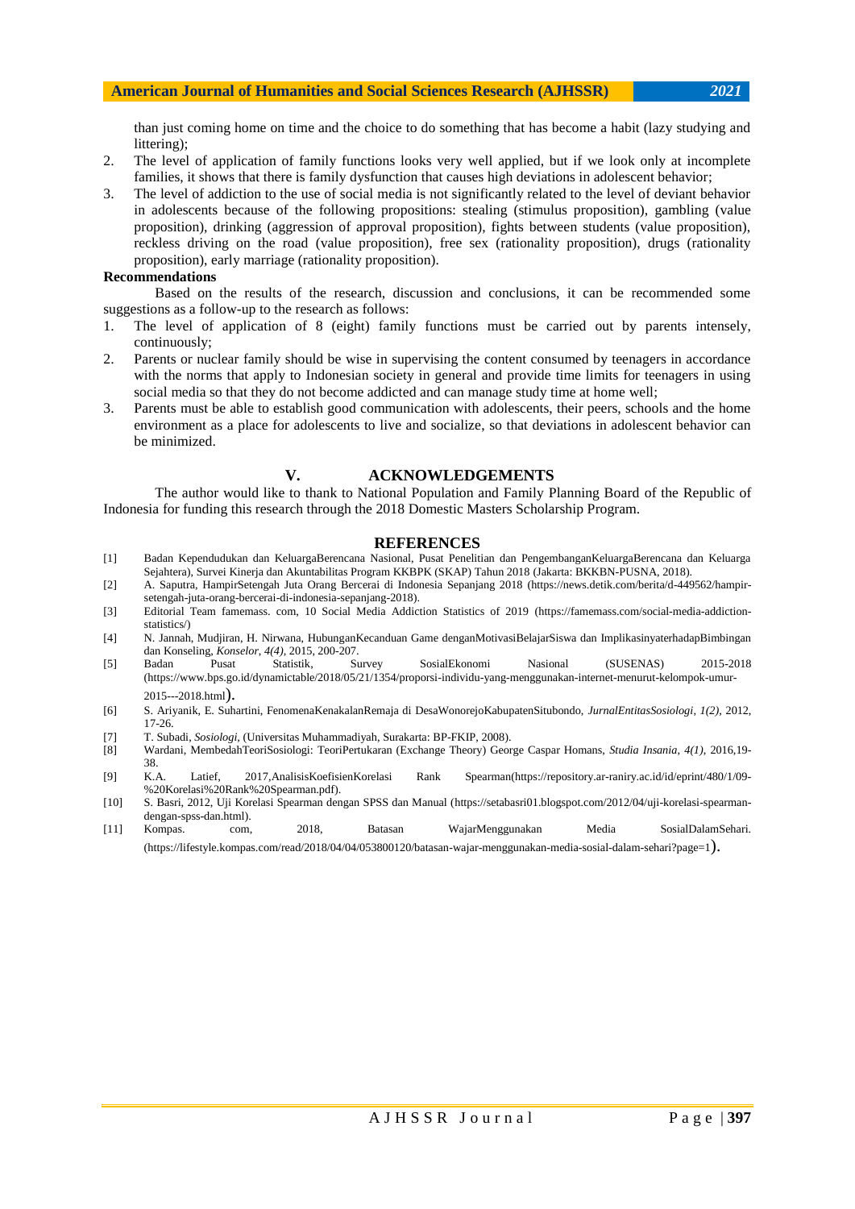than just coming home on time and the choice to do something that has become a habit (lazy studying and littering);

2. The level of application of family functions looks very well applied, but if we look only at incomplete families, it shows that there is family dysfunction that causes high deviations in adolescent behavior;
3. The level of addiction to the use of social media is not significantly related to the level of deviant behavior in adolescents because of the following propositions: stealing (stimulus proposition), gambling (value proposition), drinking (aggression of approval proposition), fights between students (value proposition), reckless driving on the road (value proposition), free sex (rationality proposition), drugs (rationality proposition), early marriage (rationality proposition).

**Recommendations**

Based on the results of the research, discussion and conclusions, it can be recommended some suggestions as a follow-up to the research as follows:

1. The level of application of 8 (eight) family functions must be carried out by parents intensely, continuously;
2. Parents or nuclear family should be wise in supervising the content consumed by teenagers in accordance with the norms that apply to Indonesian society in general and provide time limits for teenagers in using social media so that they do not become addicted and can manage study time at home well;
3. Parents must be able to establish good communication with adolescents, their peers, schools and the home environment as a place for adolescents to live and socialize, so that deviations in adolescent behavior can be minimized.

## V. ACKNOWLEDGEMENTS

The author would like to thank to National Population and Family Planning Board of the Republic of Indonesia for funding this research through the 2018 Domestic Masters Scholarship Program.

## REFERENCES

[1] Badan Kependudukan dan KeluargaBerencana Nasional, Pusat Penelitian dan PengembanganKeluargaBerencana dan Keluarga Sejahtera), Survei Kinerja dan Akuntabilitas Program KKBPK (SKAP) Tahun 2018 (Jakarta: BKKBN-PUSNA, 2018).

[2] A. Saputra, HampirSetengah Juta Orang Bercerai di Indonesia Sepanjang 2018 (https://news.detik.com/berita/d-449562/hampir-setengah-juta-orang-bercerai-di-indonesia-sepanjang-2018).

[3] Editorial Team famemass. com, 10 Social Media Addiction Statistics of 2019 (https://famemass.com/social-media-addiction-statistics/)

[4] N. Jannah, Mudjiran, H. Nirwana, HubunganKecanduan Game denganMotivasiBelajarSiswa dan ImplikasinyaterhadapBimbingan dan Konseling, *Konselor, 4(4)*, 2015, 200-207.

[5] Badan Pusat Statistik, Survey SosialEkonomi Nasional (SUSENAS) 2015-2018 (https://www.bps.go.id/dynamictable/2018/05/21/1354/proporsi-individu-yang-menggunakan-internet-menurut-kelompok-umur-2015---2018.html).

[6] S. Ariyanik, E. Suhartini, FenomenaKenakalanRemaja di DesaWonorejoKabupatenSitubondo, *JurnalEntitasSosiologi, 1(2)*, 2012, 17-26.

[7] T. Subadi, *Sosiologi*, (Universitas Muhammadiyah, Surakarta: BP-FKIP, 2008).

[8] Wardani, MembedahTeoriSosiologi: TeoriPertukaran (Exchange Theory) George Caspar Homans, *Studia Insania, 4(1)*, 2016,19-38.

[9] K.A. Latief, 2017,AnalisisKoefisienKorelasi Rank Spearman(https://repository.ar-raniry.ac.id/id/eprint/480/1/09-%20Korelasi%20Rank%20Spearman.pdf).

[10] S. Basri, 2012, Uji Korelasi Spearman dengan SPSS dan Manual (https://setabasri01.blogspot.com/2012/04/uji-korelasi-spearman-dengan-spss-dan.html).

[11] Kompas. com, 2018, Batasan WajarMenggunakan Media SosialDalamSehari. (https://lifestyle.kompas.com/read/2018/04/04/053800120/batasan-wajar-menggunakan-media-sosial-dalam-sehari?page=1).